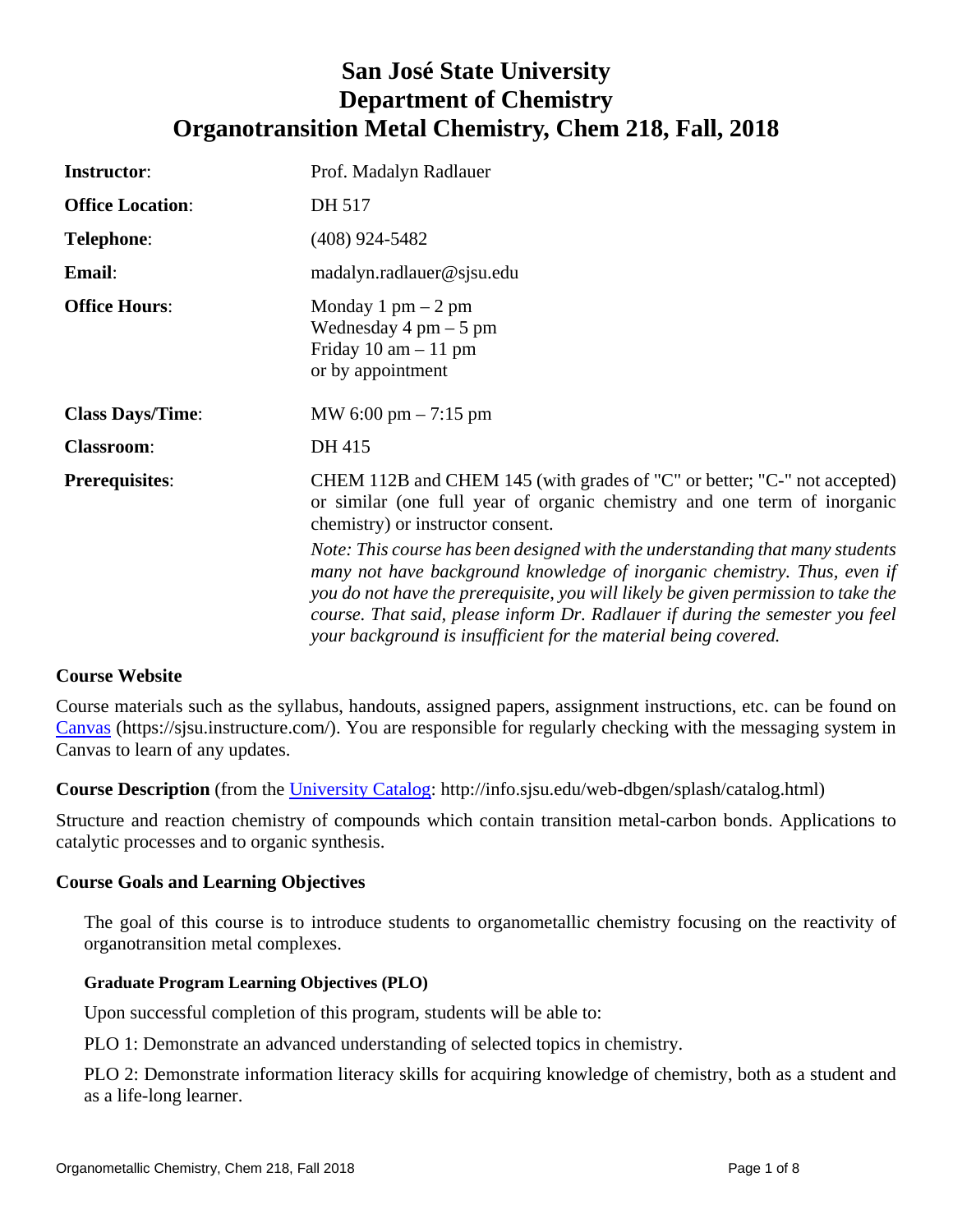# San José State University
# Department of Chemistry
# Organotransition Metal Chemistry, Chem 218, Fall, 2018

| | |
|---|---|
| **Instructor**: | Prof. Madalyn Radlauer |
| **Office Location**: | DH 517 |
| **Telephone**: | (408) 924-5482 |
| **Email**: | madalyn.radlauer@sjsu.edu |
| **Office Hours**: | Monday 1 pm – 2 pm<br>Wednesday 4 pm – 5 pm<br>Friday 10 am – 11 pm<br>or by appointment |
| **Class Days/Time**: | MW 6:00 pm – 7:15 pm |
| **Classroom**: | DH 415 |
| **Prerequisites**: | CHEM 112B and CHEM 145 (with grades of "C" or better; "C-" not accepted) or similar (one full year of organic chemistry and one term of inorganic chemistry) or instructor consent.<br>*Note: This course has been designed with the understanding that many students many not have background knowledge of inorganic chemistry. Thus, even if you do not have the prerequisite, you will likely be given permission to take the course. That said, please inform Dr. Radlauer if during the semester you feel your background is insufficient for the material being covered.* |

### Course Website

Course materials such as the syllabus, handouts, assigned papers, assignment instructions, etc. can be found on [Canvas](https://sjsu.instructure.com/) (https://sjsu.instructure.com/). You are responsible for regularly checking with the messaging system in Canvas to learn of any updates.

**Course Description** (from the [University Catalog](http://info.sjsu.edu/web-dbgen/splash/catalog.html): http://info.sjsu.edu/web-dbgen/splash/catalog.html)

Structure and reaction chemistry of compounds which contain transition metal-carbon bonds. Applications to catalytic processes and to organic synthesis.

### Course Goals and Learning Objectives

The goal of this course is to introduce students to organometallic chemistry focusing on the reactivity of organotransition metal complexes.

#### Graduate Program Learning Objectives (PLO)

Upon successful completion of this program, students will be able to:

PLO 1: Demonstrate an advanced understanding of selected topics in chemistry.

PLO 2: Demonstrate information literacy skills for acquiring knowledge of chemistry, both as a student and as a life-long learner.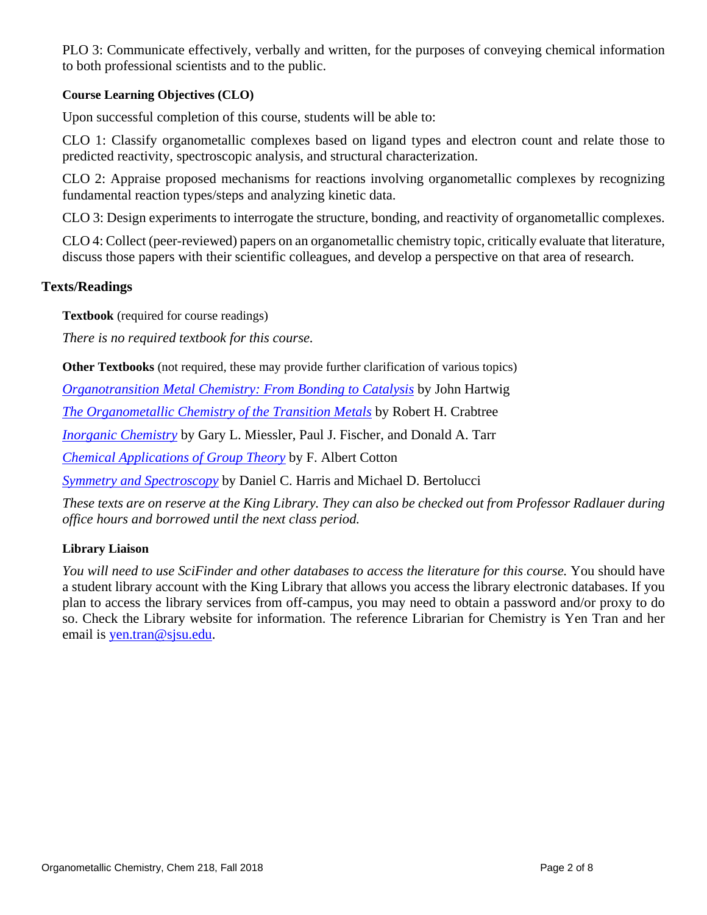PLO 3: Communicate effectively, verbally and written, for the purposes of conveying chemical information to both professional scientists and to the public.

### Course Learning Objectives (CLO)

Upon successful completion of this course, students will be able to:

CLO 1: Classify organometallic complexes based on ligand types and electron count and relate those to predicted reactivity, spectroscopic analysis, and structural characterization.

CLO 2: Appraise proposed mechanisms for reactions involving organometallic complexes by recognizing fundamental reaction types/steps and analyzing kinetic data.

CLO 3: Design experiments to interrogate the structure, bonding, and reactivity of organometallic complexes.

CLO 4: Collect (peer-reviewed) papers on an organometallic chemistry topic, critically evaluate that literature, discuss those papers with their scientific colleagues, and develop a perspective on that area of research.

## Texts/Readings

**Textbook** (required for course readings)

*There is no required textbook for this course.*

**Other Textbooks** (not required, these may provide further clarification of various topics)

*Organotransition Metal Chemistry: From Bonding to Catalysis* by John Hartwig

*The Organometallic Chemistry of the Transition Metals* by Robert H. Crabtree

*Inorganic Chemistry* by Gary L. Miessler, Paul J. Fischer, and Donald A. Tarr

*Chemical Applications of Group Theory* by F. Albert Cotton

*Symmetry and Spectroscopy* by Daniel C. Harris and Michael D. Bertolucci

*These texts are on reserve at the King Library. They can also be checked out from Professor Radlauer during office hours and borrowed until the next class period.*

### Library Liaison

*You will need to use SciFinder and other databases to access the literature for this course.* You should have a student library account with the King Library that allows you access the library electronic databases. If you plan to access the library services from off-campus, you may need to obtain a password and/or proxy to do so. Check the Library website for information. The reference Librarian for Chemistry is Yen Tran and her email is yen.tran@sjsu.edu.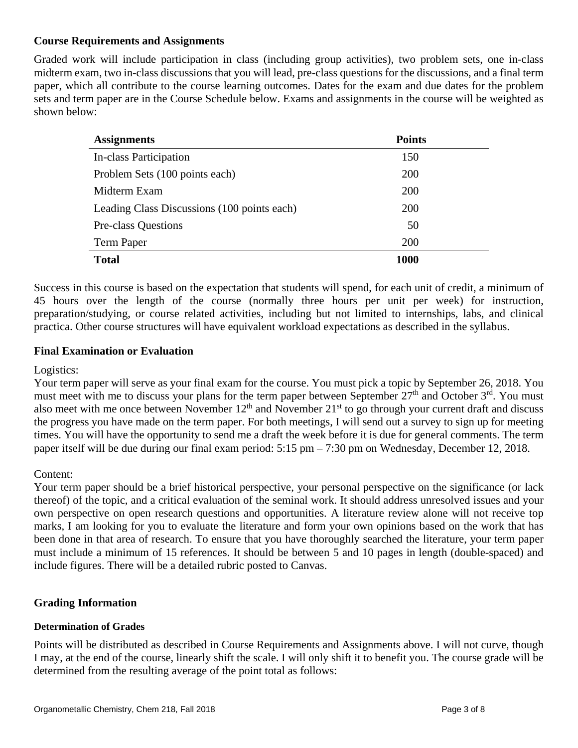### Course Requirements and Assignments

Graded work will include participation in class (including group activities), two problem sets, one in-class midterm exam, two in-class discussions that you will lead, pre-class questions for the discussions, and a final term paper, which all contribute to the course learning outcomes. Dates for the exam and due dates for the problem sets and term paper are in the Course Schedule below. Exams and assignments in the course will be weighted as shown below:

| Assignments | Points |
|---|---|
| In-class Participation | 150 |
| Problem Sets (100 points each) | 200 |
| Midterm Exam | 200 |
| Leading Class Discussions (100 points each) | 200 |
| Pre-class Questions | 50 |
| Term Paper | 200 |
| **Total** | **1000** |

Success in this course is based on the expectation that students will spend, for each unit of credit, a minimum of 45 hours over the length of the course (normally three hours per unit per week) for instruction, preparation/studying, or course related activities, including but not limited to internships, labs, and clinical practica. Other course structures will have equivalent workload expectations as described in the syllabus.

### Final Examination or Evaluation

Logistics:
Your term paper will serve as your final exam for the course. You must pick a topic by September 26, 2018. You must meet with me to discuss your plans for the term paper between September 27th and October 3rd. You must also meet with me once between November 12th and November 21st to go through your current draft and discuss the progress you have made on the term paper. For both meetings, I will send out a survey to sign up for meeting times. You will have the opportunity to send me a draft the week before it is due for general comments. The term paper itself will be due during our final exam period: 5:15 pm – 7:30 pm on Wednesday, December 12, 2018.

Content:
Your term paper should be a brief historical perspective, your personal perspective on the significance (or lack thereof) of the topic, and a critical evaluation of the seminal work. It should address unresolved issues and your own perspective on open research questions and opportunities. A literature review alone will not receive top marks, I am looking for you to evaluate the literature and form your own opinions based on the work that has been done in that area of research. To ensure that you have thoroughly searched the literature, your term paper must include a minimum of 15 references. It should be between 5 and 10 pages in length (double-spaced) and include figures. There will be a detailed rubric posted to Canvas.

### Grading Information

#### Determination of Grades

Points will be distributed as described in Course Requirements and Assignments above. I will not curve, though I may, at the end of the course, linearly shift the scale. I will only shift it to benefit you. The course grade will be determined from the resulting average of the point total as follows: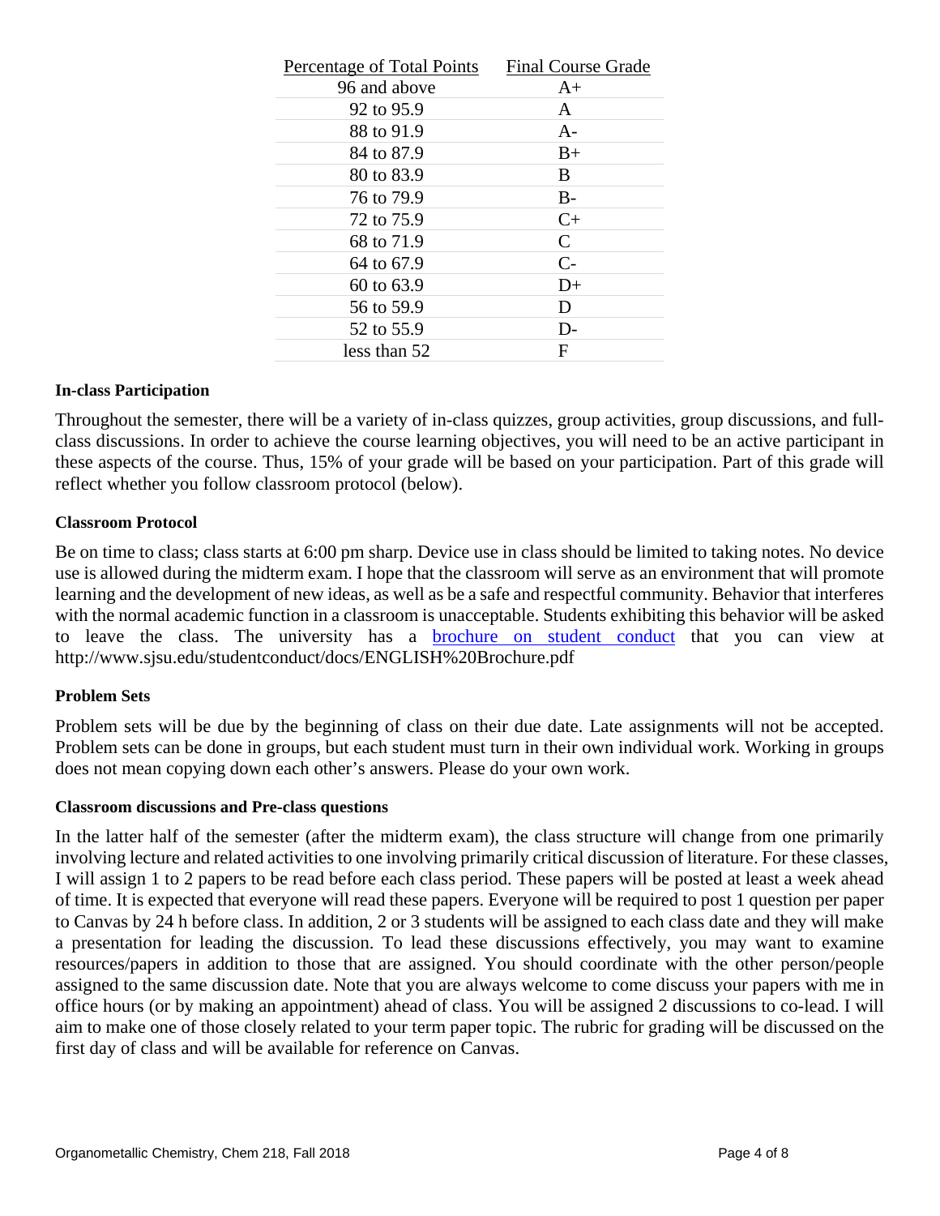| Percentage of Total Points | Final Course Grade |
|---|---|
| 96 and above | A+ |
| 92 to 95.9 | A |
| 88 to 91.9 | A- |
| 84 to 87.9 | B+ |
| 80 to 83.9 | B |
| 76 to 79.9 | B- |
| 72 to 75.9 | C+ |
| 68 to 71.9 | C |
| 64 to 67.9 | C- |
| 60 to 63.9 | D+ |
| 56 to 59.9 | D |
| 52 to 55.9 | D- |
| less than 52 | F |

**In-class Participation**

Throughout the semester, there will be a variety of in-class quizzes, group activities, group discussions, and full-class discussions. In order to achieve the course learning objectives, you will need to be an active participant in these aspects of the course. Thus, 15% of your grade will be based on your participation. Part of this grade will reflect whether you follow classroom protocol (below).

**Classroom Protocol**

Be on time to class; class starts at 6:00 pm sharp. Device use in class should be limited to taking notes. No device use is allowed during the midterm exam. I hope that the classroom will serve as an environment that will promote learning and the development of new ideas, as well as be a safe and respectful community. Behavior that interferes with the normal academic function in a classroom is unacceptable. Students exhibiting this behavior will be asked to leave the class. The university has a brochure on student conduct that you can view at http://www.sjsu.edu/studentconduct/docs/ENGLISH%20Brochure.pdf

**Problem Sets**

Problem sets will be due by the beginning of class on their due date. Late assignments will not be accepted. Problem sets can be done in groups, but each student must turn in their own individual work. Working in groups does not mean copying down each other's answers. Please do your own work.

**Classroom discussions and Pre-class questions**

In the latter half of the semester (after the midterm exam), the class structure will change from one primarily involving lecture and related activities to one involving primarily critical discussion of literature. For these classes, I will assign 1 to 2 papers to be read before each class period. These papers will be posted at least a week ahead of time. It is expected that everyone will read these papers. Everyone will be required to post 1 question per paper to Canvas by 24 h before class. In addition, 2 or 3 students will be assigned to each class date and they will make a presentation for leading the discussion. To lead these discussions effectively, you may want to examine resources/papers in addition to those that are assigned. You should coordinate with the other person/people assigned to the same discussion date. Note that you are always welcome to come discuss your papers with me in office hours (or by making an appointment) ahead of class. You will be assigned 2 discussions to co-lead. I will aim to make one of those closely related to your term paper topic. The rubric for grading will be discussed on the first day of class and will be available for reference on Canvas.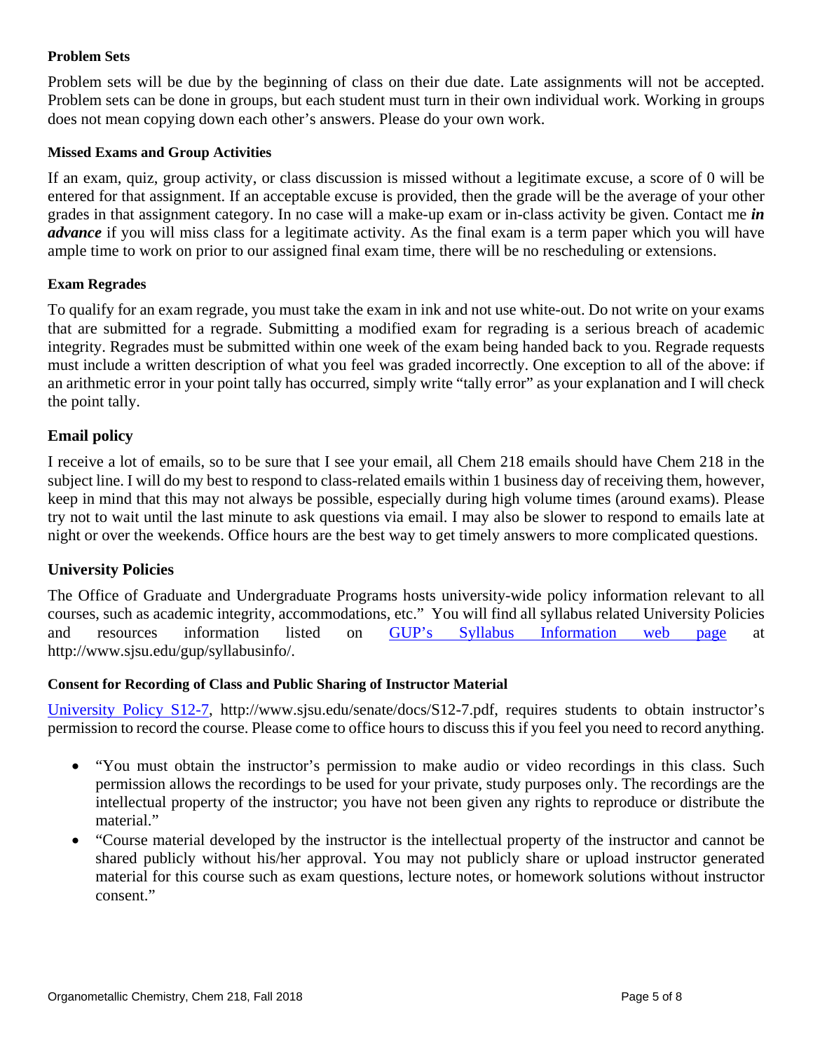#### Problem Sets

Problem sets will be due by the beginning of class on their due date. Late assignments will not be accepted. Problem sets can be done in groups, but each student must turn in their own individual work. Working in groups does not mean copying down each other's answers. Please do your own work.

#### Missed Exams and Group Activities

If an exam, quiz, group activity, or class discussion is missed without a legitimate excuse, a score of 0 will be entered for that assignment. If an acceptable excuse is provided, then the grade will be the average of your other grades in that assignment category. In no case will a make-up exam or in-class activity be given. Contact me ***in advance*** if you will miss class for a legitimate activity. As the final exam is a term paper which you will have ample time to work on prior to our assigned final exam time, there will be no rescheduling or extensions.

#### Exam Regrades

To qualify for an exam regrade, you must take the exam in ink and not use white-out. Do not write on your exams that are submitted for a regrade. Submitting a modified exam for regrading is a serious breach of academic integrity. Regrades must be submitted within one week of the exam being handed back to you. Regrade requests must include a written description of what you feel was graded incorrectly. One exception to all of the above: if an arithmetic error in your point tally has occurred, simply write "tally error" as your explanation and I will check the point tally.

### Email policy

I receive a lot of emails, so to be sure that I see your email, all Chem 218 emails should have Chem 218 in the subject line. I will do my best to respond to class-related emails within 1 business day of receiving them, however, keep in mind that this may not always be possible, especially during high volume times (around exams). Please try not to wait until the last minute to ask questions via email. I may also be slower to respond to emails late at night or over the weekends. Office hours are the best way to get timely answers to more complicated questions.

### University Policies

The Office of Graduate and Undergraduate Programs hosts university-wide policy information relevant to all courses, such as academic integrity, accommodations, etc." You will find all syllabus related University Policies and resources information listed on GUP's Syllabus Information web page at http://www.sjsu.edu/gup/syllabusinfo/.

#### Consent for Recording of Class and Public Sharing of Instructor Material

University Policy S12-7, http://www.sjsu.edu/senate/docs/S12-7.pdf, requires students to obtain instructor's permission to record the course. Please come to office hours to discuss this if you feel you need to record anything.

- "You must obtain the instructor's permission to make audio or video recordings in this class. Such permission allows the recordings to be used for your private, study purposes only. The recordings are the intellectual property of the instructor; you have not been given any rights to reproduce or distribute the material."
- "Course material developed by the instructor is the intellectual property of the instructor and cannot be shared publicly without his/her approval. You may not publicly share or upload instructor generated material for this course such as exam questions, lecture notes, or homework solutions without instructor consent."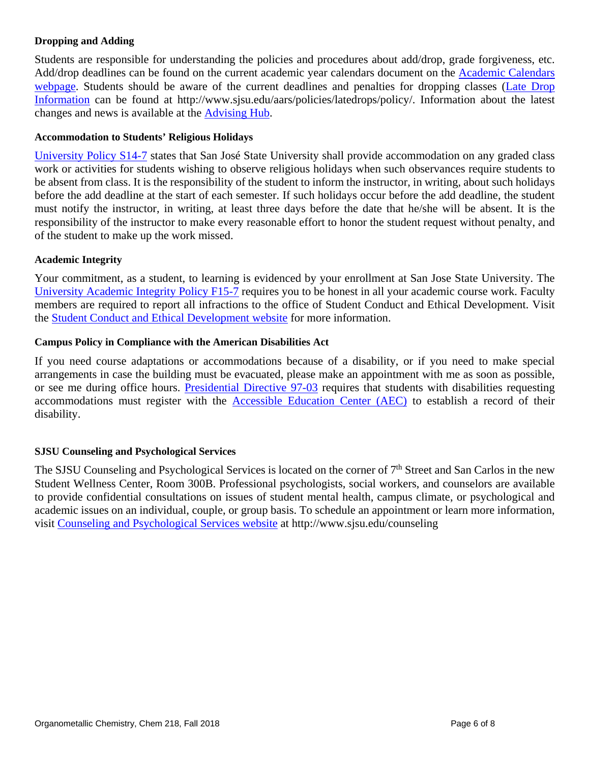### Dropping and Adding

Students are responsible for understanding the policies and procedures about add/drop, grade forgiveness, etc. Add/drop deadlines can be found on the current academic year calendars document on the Academic Calendars webpage. Students should be aware of the current deadlines and penalties for dropping classes (Late Drop Information can be found at http://www.sjsu.edu/aars/policies/latedrops/policy/. Information about the latest changes and news is available at the Advising Hub.

### Accommodation to Students' Religious Holidays

University Policy S14-7 states that San José State University shall provide accommodation on any graded class work or activities for students wishing to observe religious holidays when such observances require students to be absent from class. It is the responsibility of the student to inform the instructor, in writing, about such holidays before the add deadline at the start of each semester. If such holidays occur before the add deadline, the student must notify the instructor, in writing, at least three days before the date that he/she will be absent. It is the responsibility of the instructor to make every reasonable effort to honor the student request without penalty, and of the student to make up the work missed.

### Academic Integrity

Your commitment, as a student, to learning is evidenced by your enrollment at San Jose State University. The University Academic Integrity Policy F15-7 requires you to be honest in all your academic course work. Faculty members are required to report all infractions to the office of Student Conduct and Ethical Development. Visit the Student Conduct and Ethical Development website for more information.

### Campus Policy in Compliance with the American Disabilities Act

If you need course adaptations or accommodations because of a disability, or if you need to make special arrangements in case the building must be evacuated, please make an appointment with me as soon as possible, or see me during office hours. Presidential Directive 97-03 requires that students with disabilities requesting accommodations must register with the Accessible Education Center (AEC) to establish a record of their disability.

### SJSU Counseling and Psychological Services

The SJSU Counseling and Psychological Services is located on the corner of 7th Street and San Carlos in the new Student Wellness Center, Room 300B. Professional psychologists, social workers, and counselors are available to provide confidential consultations on issues of student mental health, campus climate, or psychological and academic issues on an individual, couple, or group basis. To schedule an appointment or learn more information, visit Counseling and Psychological Services website at http://www.sjsu.edu/counseling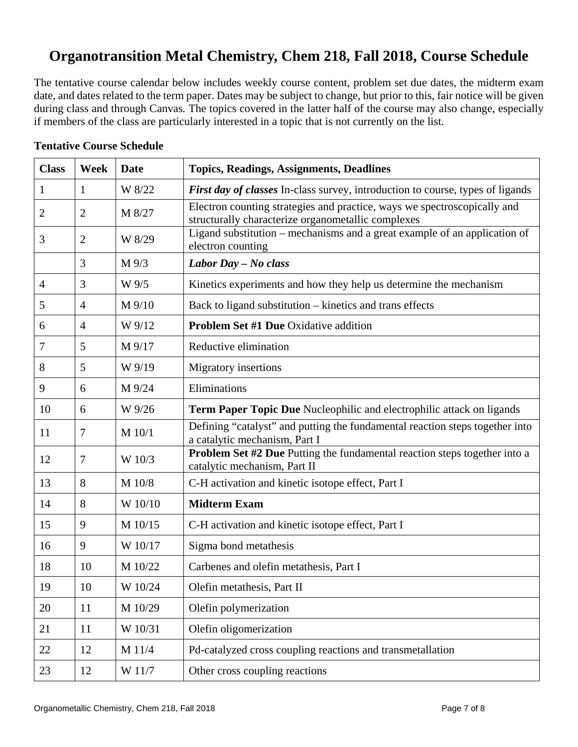# Organotransition Metal Chemistry, Chem 218, Fall 2018, Course Schedule

The tentative course calendar below includes weekly course content, problem set due dates, the midterm exam date, and dates related to the term paper. Dates may be subject to change, but prior to this, fair notice will be given during class and through Canvas. The topics covered in the latter half of the course may also change, especially if members of the class are particularly interested in a topic that is not currently on the list.

**Tentative Course Schedule**

| **Class** | **Week** | **Date** | **Topics, Readings, Assignments, Deadlines** |
|---|---|---|---|
| 1 | 1 | W 8/22 | ***First day of classes*** In-class survey, introduction to course, types of ligands |
| 2 | 2 | M 8/27 | Electron counting strategies and practice, ways we spectroscopically and structurally characterize organometallic complexes |
| 3 | 2 | W 8/29 | Ligand substitution – mechanisms and a great example of an application of electron counting |
| | 3 | M 9/3 | ***Labor Day – No class*** |
| 4 | 3 | W 9/5 | Kinetics experiments and how they help us determine the mechanism |
| 5 | 4 | M 9/10 | Back to ligand substitution – kinetics and trans effects |
| 6 | 4 | W 9/12 | **Problem Set #1 Due** Oxidative addition |
| 7 | 5 | M 9/17 | Reductive elimination |
| 8 | 5 | W 9/19 | Migratory insertions |
| 9 | 6 | M 9/24 | Eliminations |
| 10 | 6 | W 9/26 | **Term Paper Topic Due** Nucleophilic and electrophilic attack on ligands |
| 11 | 7 | M 10/1 | Defining “catalyst” and putting the fundamental reaction steps together into a catalytic mechanism, Part I |
| 12 | 7 | W 10/3 | **Problem Set #2 Due** Putting the fundamental reaction steps together into a catalytic mechanism, Part II |
| 13 | 8 | M 10/8 | C-H activation and kinetic isotope effect, Part I |
| 14 | 8 | W 10/10 | **Midterm Exam** |
| 15 | 9 | M 10/15 | C-H activation and kinetic isotope effect, Part I |
| 16 | 9 | W 10/17 | Sigma bond metathesis |
| 18 | 10 | M 10/22 | Carbenes and olefin metathesis, Part I |
| 19 | 10 | W 10/24 | Olefin metathesis, Part II |
| 20 | 11 | M 10/29 | Olefin polymerization |
| 21 | 11 | W 10/31 | Olefin oligomerization |
| 22 | 12 | M 11/4 | Pd-catalyzed cross coupling reactions and transmetallation |
| 23 | 12 | W 11/7 | Other cross coupling reactions |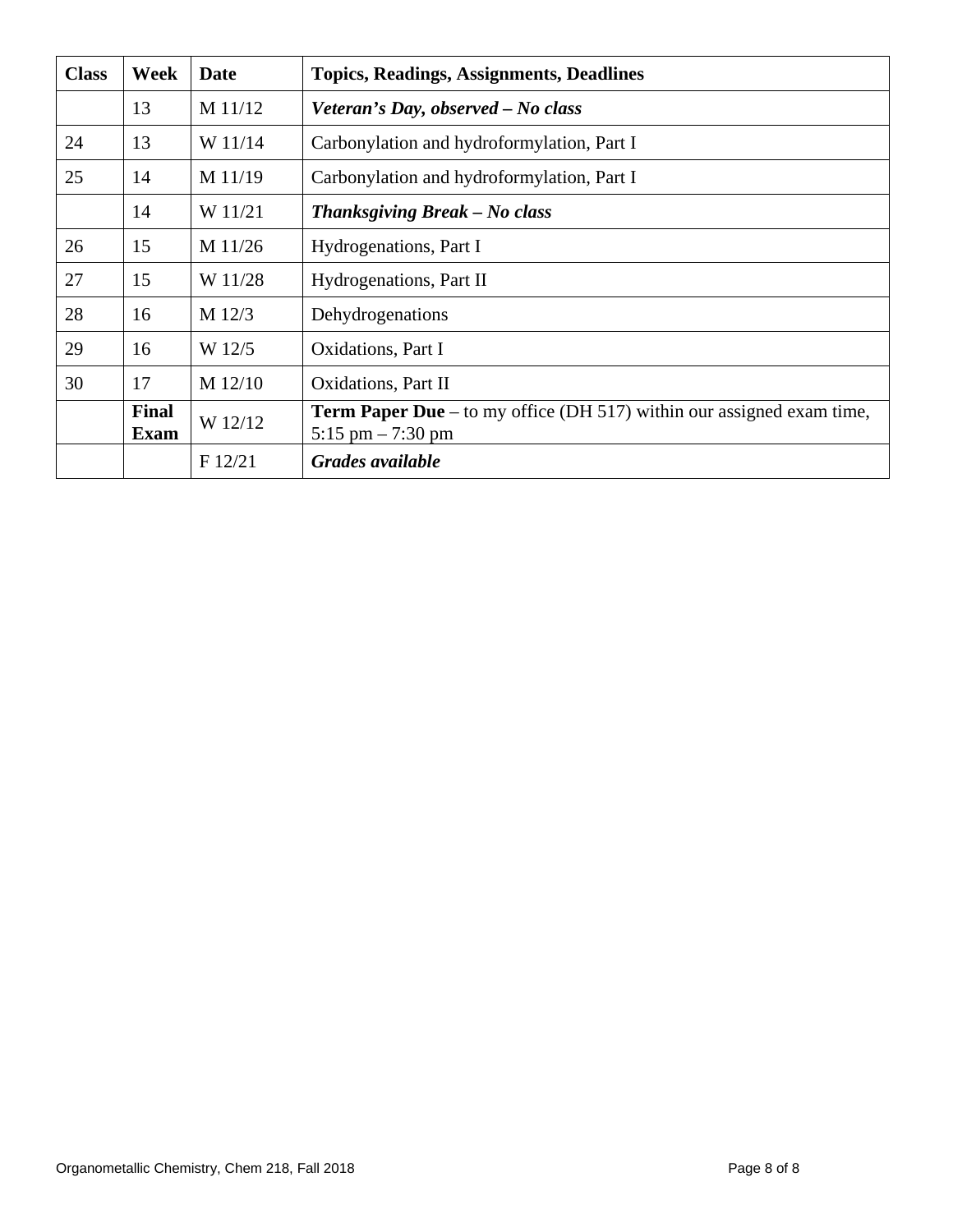| Class | Week | Date | Topics, Readings, Assignments, Deadlines |
|---|---|---|---|
| | 13 | M 11/12 | ***Veteran's Day, observed – No class*** |
| 24 | 13 | W 11/14 | Carbonylation and hydroformylation, Part I |
| 25 | 14 | M 11/19 | Carbonylation and hydroformylation, Part I |
| | 14 | W 11/21 | ***Thanksgiving Break – No class*** |
| 26 | 15 | M 11/26 | Hydrogenations, Part I |
| 27 | 15 | W 11/28 | Hydrogenations, Part II |
| 28 | 16 | M 12/3 | Dehydrogenations |
| 29 | 16 | W 12/5 | Oxidations, Part I |
| 30 | 17 | M 12/10 | Oxidations, Part II |
| | **Final Exam** | W 12/12 | **Term Paper Due** – to my office (DH 517) within our assigned exam time, 5:15 pm – 7:30 pm |
| | | F 12/21 | ***Grades available*** |